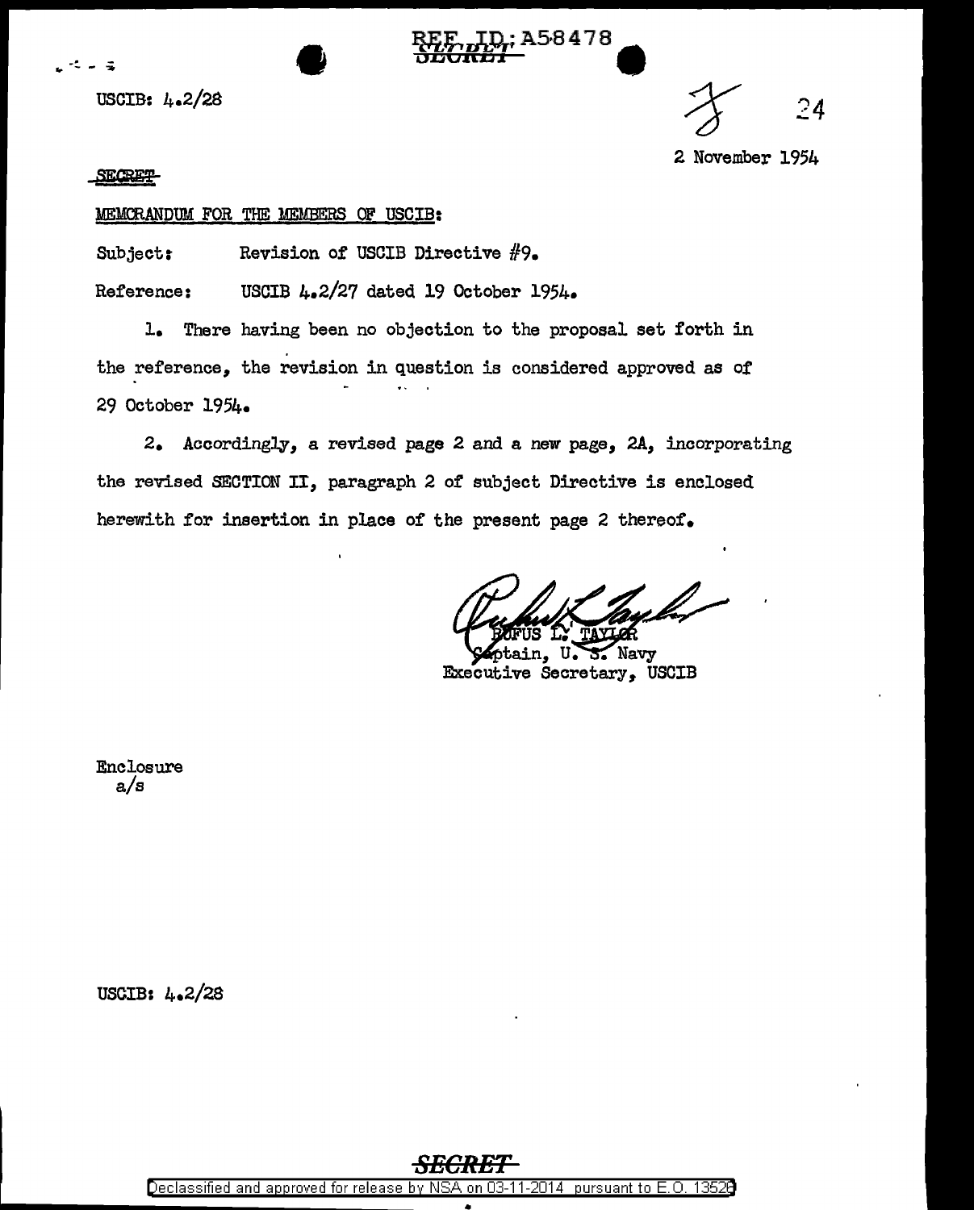REF ID:A58478

SECRET

USCIB: 4.2/28

24

2 November 1954

SECRET

MEMORANDUM FOR THE MEMBERS OF USCIB:

Subject: Revision of USCIB Directive #9.

Reference: USCIB 4.2/27 dated 19 October 1954.

1. There having been no objection to the proposal set forth in the reference, the revision in question is considered approved as of 29 October 1954.

2. Accordingly, a revised page 2 and a new page, 2A, incorporating the revised SECTION II, paragraph 2 of subject Directive is enclosed herewith for insertion in place of the present page 2 thereof.

RUFUS L. TAYLOR
Captain, U. S. Navy
Executive Secretary, USCIB

Enclosure
a/s

USCIB: 4.2/28

SECRET

Declassified and approved for release by NSA on 03-11-2014 pursuant to E.O. 13526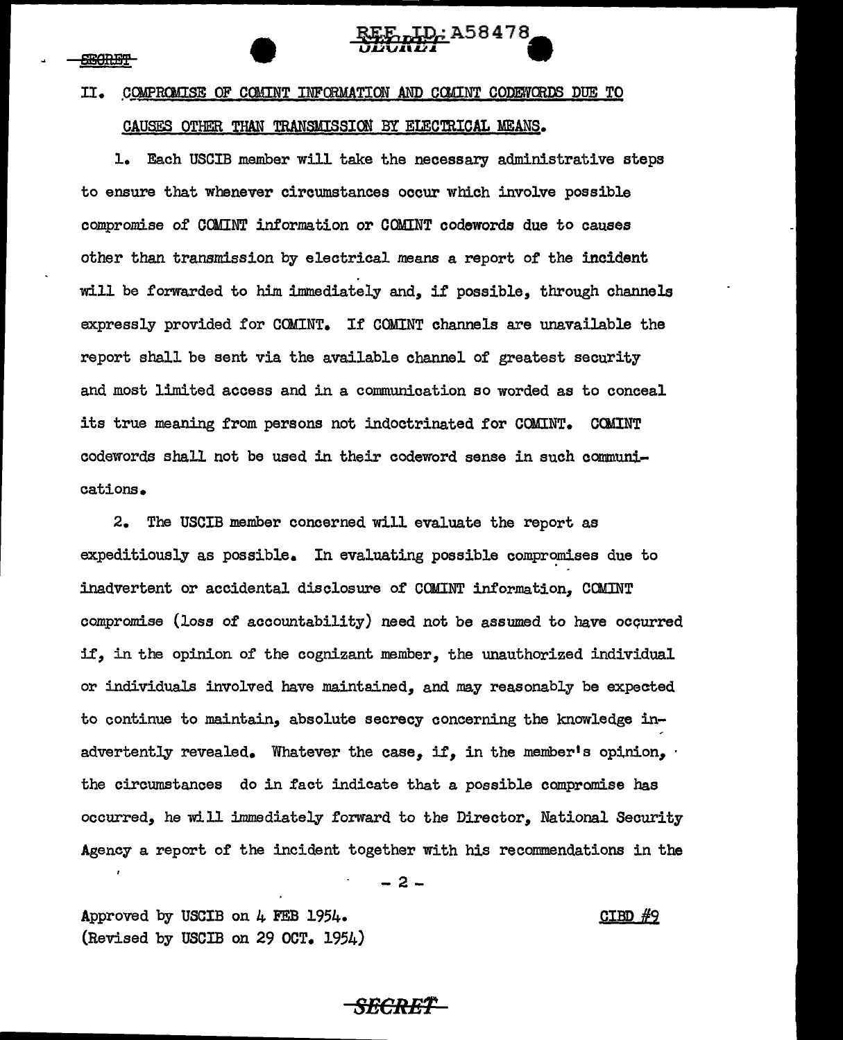## II. COMPROMISE OF COMINT INFORMATION AND COMINT CODEWORDS DUE TO CAUSES OTHER THAN TRANSMISSION BY ELECTRICAL MEANS.

1. Each USCIB member will take the necessary administrative steps to ensure that whenever circumstances occur which involve possible compromise of COMINT information or COMINT codewords due to causes other than transmission by electrical means a report of the incident will be forwarded to him immediately and, if possible, through channels expressly provided for COMINT. If COMINT channels are unavailable the report shall be sent via the available channel of greatest security and most limited access and in a communication so worded as to conceal its true meaning from persons not indoctrinated for COMINT. COMINT codewords shall not be used in their codeword sense in such communications.

2. The USCIB member concerned will evaluate the report as expeditiously as possible. In evaluating possible compromises due to inadvertent or accidental disclosure of COMINT information, COMINT compromise (loss of accountability) need not be assumed to have occurred if, in the opinion of the cognizant member, the unauthorized individual or individuals involved have maintained, and may reasonably be expected to continue to maintain, absolute secrecy concerning the knowledge inadvertently revealed. Whatever the case, if, in the member's opinion, the circumstances do in fact indicate that a possible compromise has occurred, he will immediately forward to the Director, National Security Agency a report of the incident together with his recommendations in the

Approved by USCIB on 4 FEB 1954.
(Revised by USCIB on 29 OCT. 1954)

CIBD #9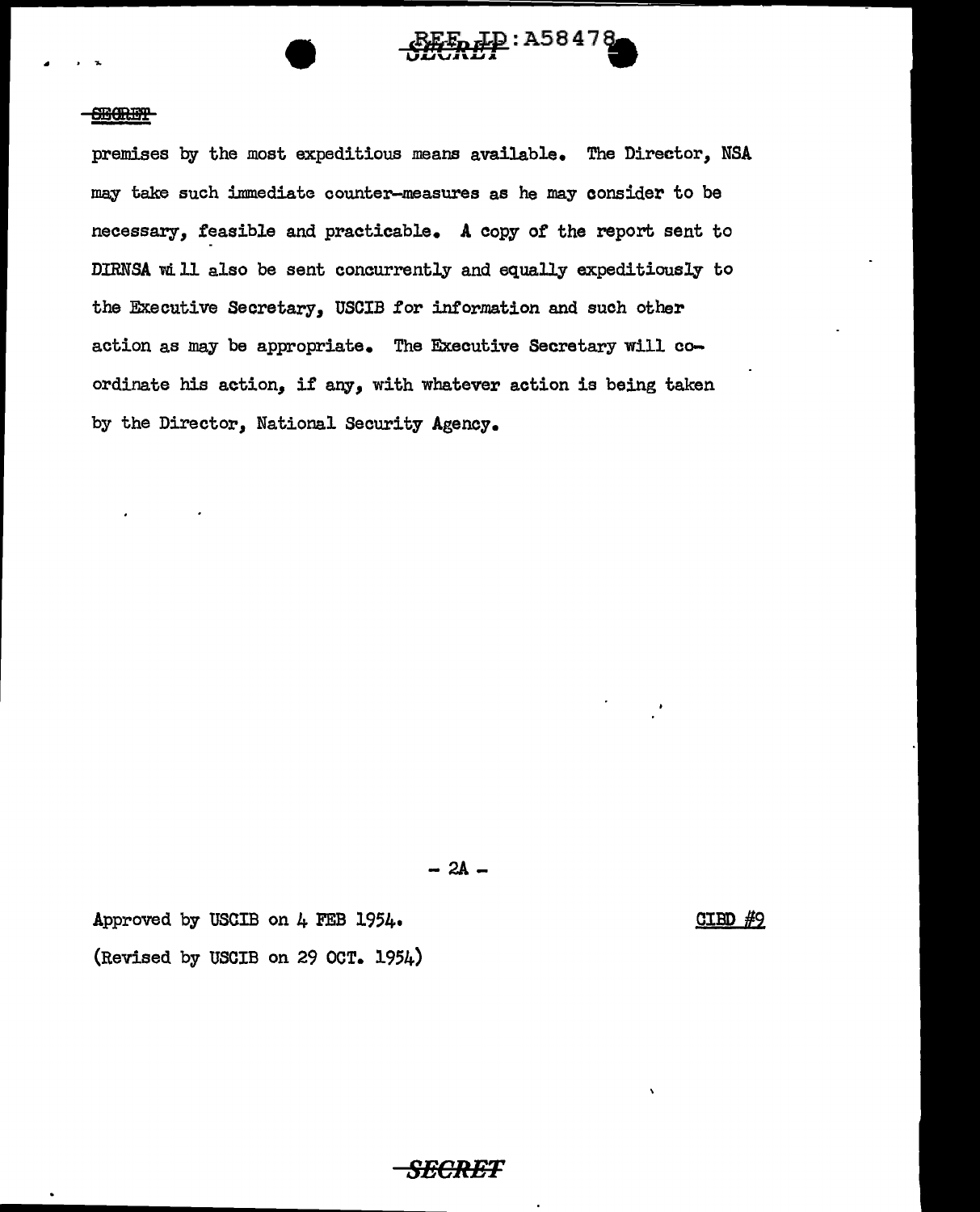premises by the most expeditious means available. The Director, NSA may take such immediate counter-measures as he may consider to be necessary, feasible and practicable. A copy of the report sent to DIRNSA will also be sent concurrently and equally expeditiously to the Executive Secretary, USCIB for information and such other action as may be appropriate. The Executive Secretary will co-ordinate his action, if any, with whatever action is being taken by the Director, National Security Agency.

Approved by USCIB on 4 FEB 1954. CIBD #9

(Revised by USCIB on 29 OCT. 1954)